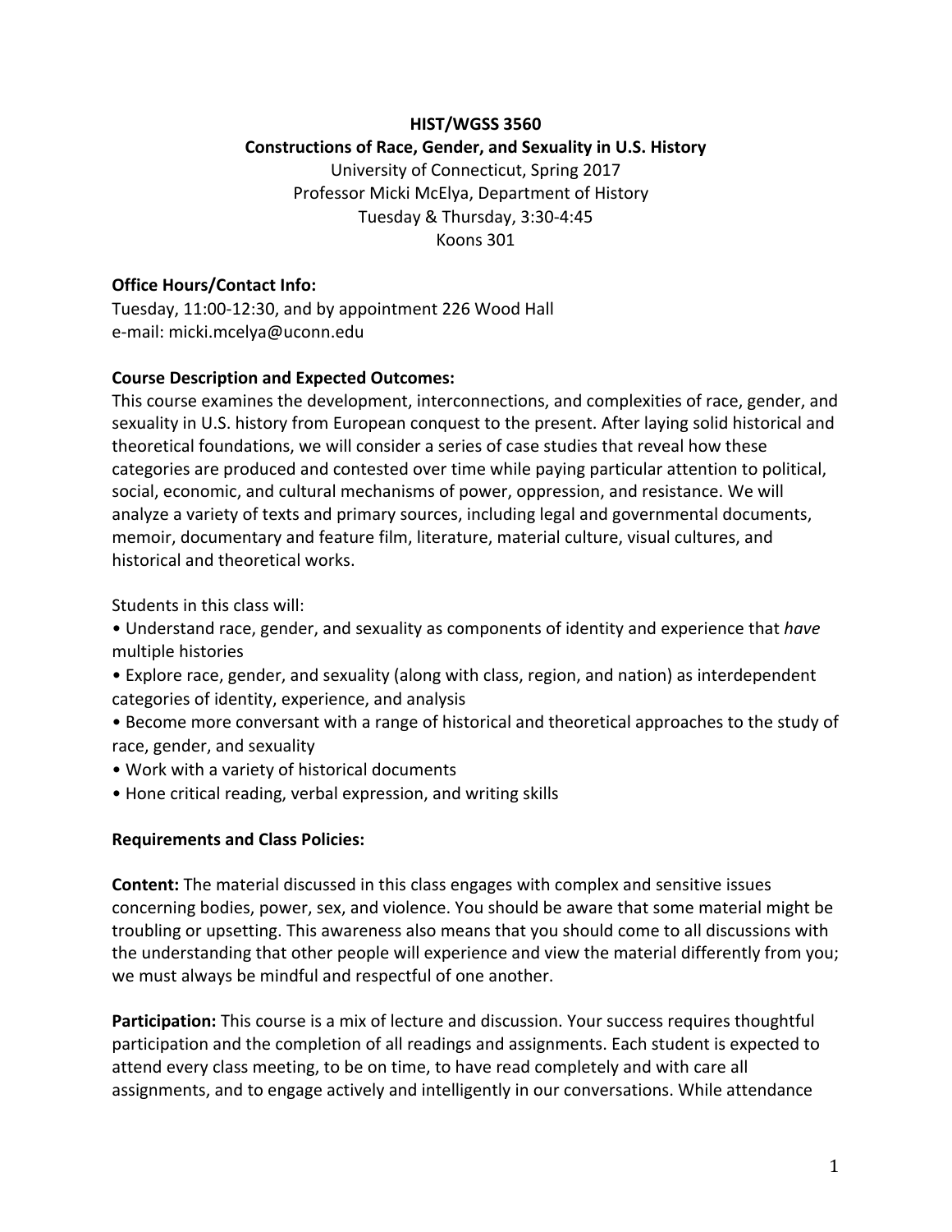**HIST/WGSS 3560**
**Constructions of Race, Gender, and Sexuality in U.S. History**
University of Connecticut, Spring 2017
Professor Micki McElya, Department of History
Tuesday & Thursday, 3:30-4:45
Koons 301

**Office Hours/Contact Info:**
Tuesday, 11:00-12:30, and by appointment 226 Wood Hall
e-mail: micki.mcelya@uconn.edu

**Course Description and Expected Outcomes:**
This course examines the development, interconnections, and complexities of race, gender, and sexuality in U.S. history from European conquest to the present. After laying solid historical and theoretical foundations, we will consider a series of case studies that reveal how these categories are produced and contested over time while paying particular attention to political, social, economic, and cultural mechanisms of power, oppression, and resistance. We will analyze a variety of texts and primary sources, including legal and governmental documents, memoir, documentary and feature film, literature, material culture, visual cultures, and historical and theoretical works.

Students in this class will:

- Understand race, gender, and sexuality as components of identity and experience that *have* multiple histories
- Explore race, gender, and sexuality (along with class, region, and nation) as interdependent categories of identity, experience, and analysis
- Become more conversant with a range of historical and theoretical approaches to the study of race, gender, and sexuality
- Work with a variety of historical documents
- Hone critical reading, verbal expression, and writing skills

**Requirements and Class Policies:**

**Content:** The material discussed in this class engages with complex and sensitive issues concerning bodies, power, sex, and violence. You should be aware that some material might be troubling or upsetting. This awareness also means that you should come to all discussions with the understanding that other people will experience and view the material differently from you; we must always be mindful and respectful of one another.

**Participation:** This course is a mix of lecture and discussion. Your success requires thoughtful participation and the completion of all readings and assignments. Each student is expected to attend every class meeting, to be on time, to have read completely and with care all assignments, and to engage actively and intelligently in our conversations. While attendance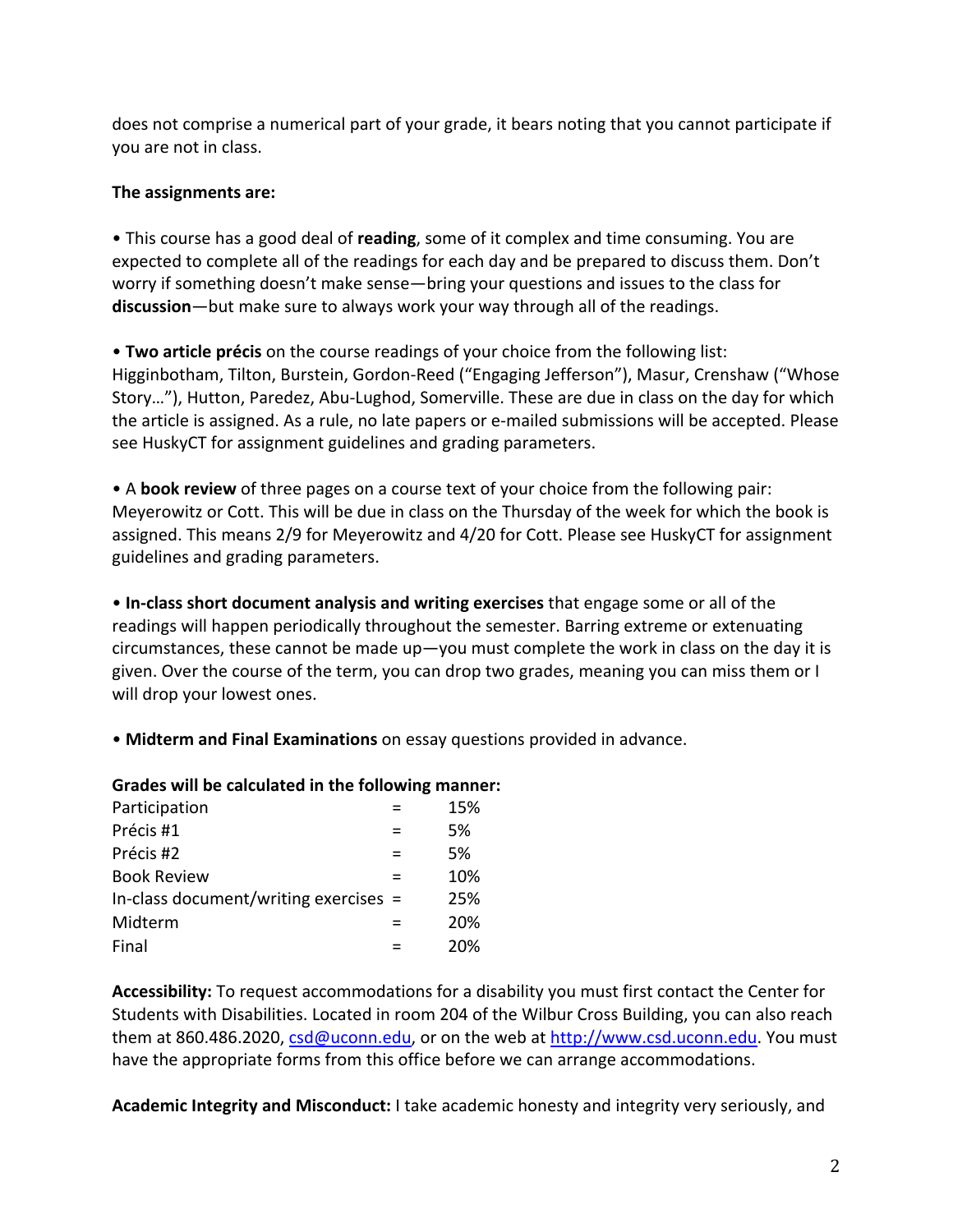does not comprise a numerical part of your grade, it bears noting that you cannot participate if you are not in class.

**The assignments are:**

• This course has a good deal of **reading**, some of it complex and time consuming. You are expected to complete all of the readings for each day and be prepared to discuss them. Don't worry if something doesn't make sense—bring your questions and issues to the class for **discussion**—but make sure to always work your way through all of the readings.

• **Two article précis** on the course readings of your choice from the following list: Higginbotham, Tilton, Burstein, Gordon-Reed ("Engaging Jefferson"), Masur, Crenshaw ("Whose Story…"), Hutton, Paredez, Abu-Lughod, Somerville. These are due in class on the day for which the article is assigned. As a rule, no late papers or e-mailed submissions will be accepted. Please see HuskyCT for assignment guidelines and grading parameters.

• A **book review** of three pages on a course text of your choice from the following pair: Meyerowitz or Cott. This will be due in class on the Thursday of the week for which the book is assigned. This means 2/9 for Meyerowitz and 4/20 for Cott. Please see HuskyCT for assignment guidelines and grading parameters.

• **In-class short document analysis and writing exercises** that engage some or all of the readings will happen periodically throughout the semester. Barring extreme or extenuating circumstances, these cannot be made up—you must complete the work in class on the day it is given. Over the course of the term, you can drop two grades, meaning you can miss them or I will drop your lowest ones.

• **Midterm and Final Examinations** on essay questions provided in advance.

**Grades will be calculated in the following manner:**

| | | |
|---|---|---|
| Participation | = | 15% |
| Précis #1 | = | 5% |
| Précis #2 | = | 5% |
| Book Review | = | 10% |
| In-class document/writing exercises | = | 25% |
| Midterm | = | 20% |
| Final | = | 20% |

**Accessibility:** To request accommodations for a disability you must first contact the Center for Students with Disabilities. Located in room 204 of the Wilbur Cross Building, you can also reach them at 860.486.2020, csd@uconn.edu, or on the web at http://www.csd.uconn.edu. You must have the appropriate forms from this office before we can arrange accommodations.

**Academic Integrity and Misconduct:** I take academic honesty and integrity very seriously, and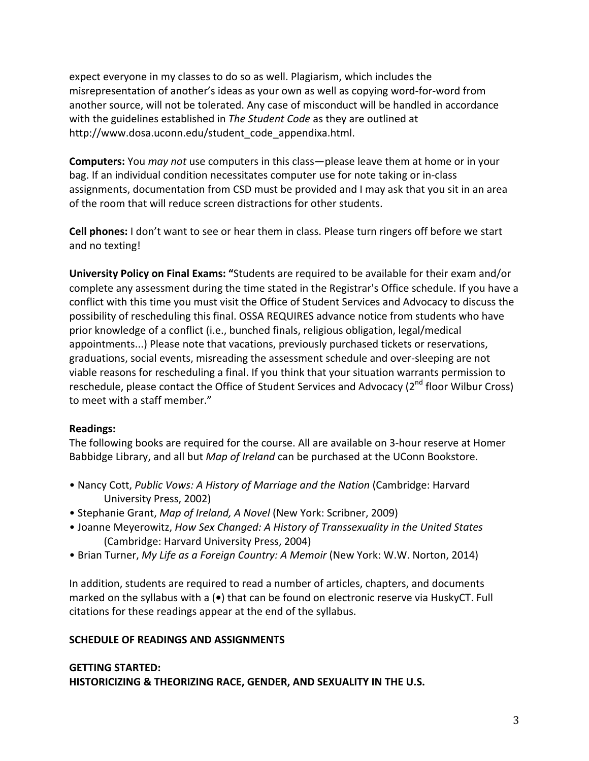expect everyone in my classes to do so as well. Plagiarism, which includes the misrepresentation of another's ideas as your own as well as copying word-for-word from another source, will not be tolerated. Any case of misconduct will be handled in accordance with the guidelines established in *The Student Code* as they are outlined at http://www.dosa.uconn.edu/student_code_appendixa.html.

**Computers:** You *may not* use computers in this class—please leave them at home or in your bag. If an individual condition necessitates computer use for note taking or in-class assignments, documentation from CSD must be provided and I may ask that you sit in an area of the room that will reduce screen distractions for other students.

**Cell phones:** I don't want to see or hear them in class. Please turn ringers off before we start and no texting!

**University Policy on Final Exams: "**Students are required to be available for their exam and/or complete any assessment during the time stated in the Registrar's Office schedule. If you have a conflict with this time you must visit the Office of Student Services and Advocacy to discuss the possibility of rescheduling this final. OSSA REQUIRES advance notice from students who have prior knowledge of a conflict (i.e., bunched finals, religious obligation, legal/medical appointments...) Please note that vacations, previously purchased tickets or reservations, graduations, social events, misreading the assessment schedule and over-sleeping are not viable reasons for rescheduling a final. If you think that your situation warrants permission to reschedule, please contact the Office of Student Services and Advocacy (2nd floor Wilbur Cross) to meet with a staff member."

**Readings:**
The following books are required for the course. All are available on 3-hour reserve at Homer Babbidge Library, and all but *Map of Ireland* can be purchased at the UConn Bookstore.

- Nancy Cott, *Public Vows: A History of Marriage and the Nation* (Cambridge: Harvard University Press, 2002)
- Stephanie Grant, *Map of Ireland, A Novel* (New York: Scribner, 2009)
- Joanne Meyerowitz, *How Sex Changed: A History of Transsexuality in the United States* (Cambridge: Harvard University Press, 2004)
- Brian Turner, *My Life as a Foreign Country: A Memoir* (New York: W.W. Norton, 2014)

In addition, students are required to read a number of articles, chapters, and documents marked on the syllabus with a (•) that can be found on electronic reserve via HuskyCT. Full citations for these readings appear at the end of the syllabus.

**SCHEDULE OF READINGS AND ASSIGNMENTS**

**GETTING STARTED:**
**HISTORICIZING & THEORIZING RACE, GENDER, AND SEXUALITY IN THE U.S.**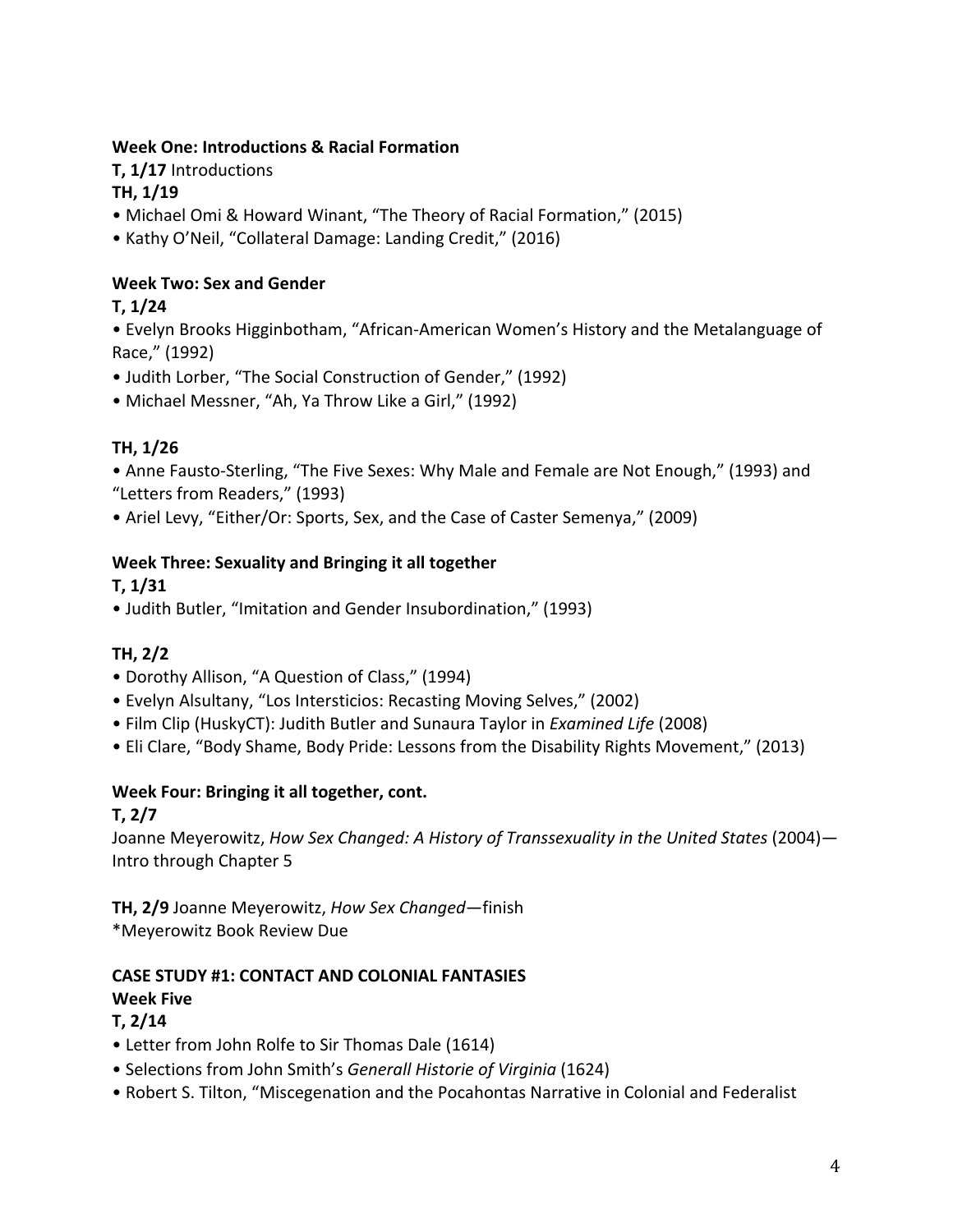**Week One: Introductions & Racial Formation**

**T, 1/17** Introductions

**TH, 1/19**

- Michael Omi & Howard Winant, "The Theory of Racial Formation," (2015)
- Kathy O'Neil, "Collateral Damage: Landing Credit," (2016)

**Week Two: Sex and Gender**

**T, 1/24**

- Evelyn Brooks Higginbotham, "African-American Women's History and the Metalanguage of Race," (1992)
- Judith Lorber, "The Social Construction of Gender," (1992)
- Michael Messner, "Ah, Ya Throw Like a Girl," (1992)

**TH, 1/26**

- Anne Fausto-Sterling, "The Five Sexes: Why Male and Female are Not Enough," (1993) and "Letters from Readers," (1993)
- Ariel Levy, "Either/Or: Sports, Sex, and the Case of Caster Semenya," (2009)

**Week Three: Sexuality and Bringing it all together**

**T, 1/31**

- Judith Butler, "Imitation and Gender Insubordination," (1993)

**TH, 2/2**

- Dorothy Allison, "A Question of Class," (1994)
- Evelyn Alsultany, "Los Intersticios: Recasting Moving Selves," (2002)
- Film Clip (HuskyCT): Judith Butler and Sunaura Taylor in *Examined Life* (2008)
- Eli Clare, "Body Shame, Body Pride: Lessons from the Disability Rights Movement," (2013)

**Week Four: Bringing it all together, cont.**

**T, 2/7**

Joanne Meyerowitz, *How Sex Changed: A History of Transsexuality in the United States* (2004)—Intro through Chapter 5

**TH, 2/9** Joanne Meyerowitz, *How Sex Changed*—finish

*Meyerowitz Book Review Due

**CASE STUDY #1: CONTACT AND COLONIAL FANTASIES**

**Week Five**

**T, 2/14**

- Letter from John Rolfe to Sir Thomas Dale (1614)
- Selections from John Smith's *Generall Historie of Virginia* (1624)
- Robert S. Tilton, "Miscegenation and the Pocahontas Narrative in Colonial and Federalist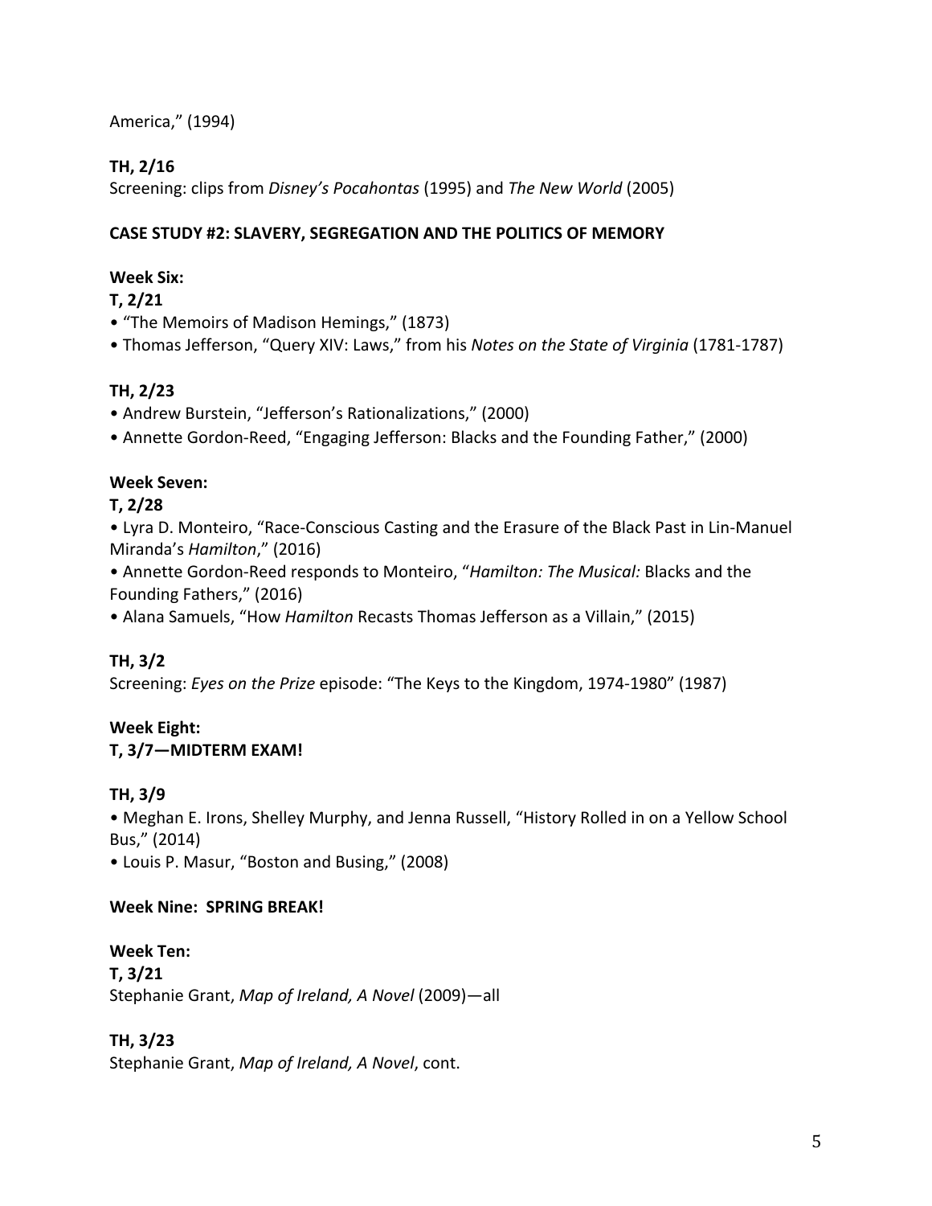America," (1994)

**TH, 2/16**
Screening: clips from *Disney's Pocahontas* (1995) and *The New World* (2005)

**CASE STUDY #2: SLAVERY, SEGREGATION AND THE POLITICS OF MEMORY**

**Week Six:**
**T, 2/21**
- "The Memoirs of Madison Hemings," (1873)
- Thomas Jefferson, "Query XIV: Laws," from his *Notes on the State of Virginia* (1781-1787)

**TH, 2/23**
- Andrew Burstein, "Jefferson's Rationalizations," (2000)
- Annette Gordon-Reed, "Engaging Jefferson: Blacks and the Founding Father," (2000)

**Week Seven:**
**T, 2/28**
- Lyra D. Monteiro, "Race-Conscious Casting and the Erasure of the Black Past in Lin-Manuel Miranda's *Hamilton*," (2016)
- Annette Gordon-Reed responds to Monteiro, "*Hamilton: The Musical:* Blacks and the Founding Fathers," (2016)
- Alana Samuels, "How *Hamilton* Recasts Thomas Jefferson as a Villain," (2015)

**TH, 3/2**
Screening: *Eyes on the Prize* episode: "The Keys to the Kingdom, 1974-1980" (1987)

**Week Eight:**
**T, 3/7—MIDTERM EXAM!**

**TH, 3/9**
- Meghan E. Irons, Shelley Murphy, and Jenna Russell, "History Rolled in on a Yellow School Bus," (2014)
- Louis P. Masur, "Boston and Busing," (2008)

**Week Nine: SPRING BREAK!**

**Week Ten:**
**T, 3/21**
Stephanie Grant, *Map of Ireland, A Novel* (2009)—all

**TH, 3/23**
Stephanie Grant, *Map of Ireland, A Novel*, cont.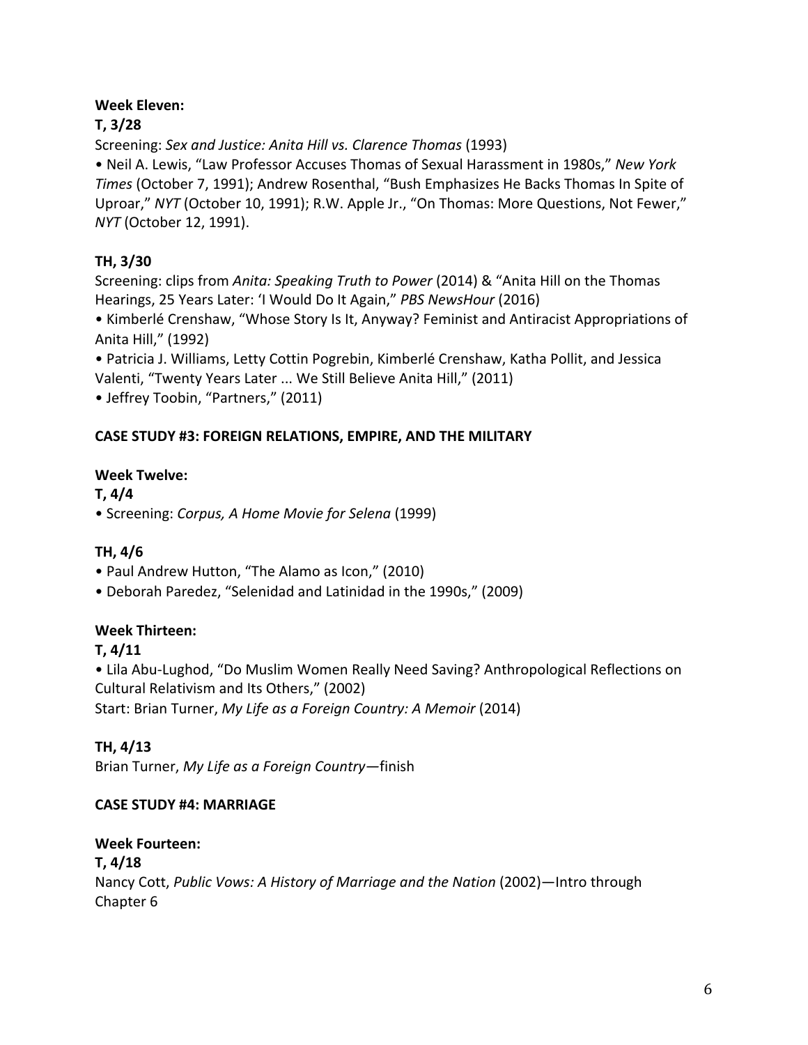**Week Eleven:**

**T, 3/28**

Screening: *Sex and Justice: Anita Hill vs. Clarence Thomas* (1993)

• Neil A. Lewis, "Law Professor Accuses Thomas of Sexual Harassment in 1980s," *New York Times* (October 7, 1991); Andrew Rosenthal, "Bush Emphasizes He Backs Thomas In Spite of Uproar," *NYT* (October 10, 1991); R.W. Apple Jr., "On Thomas: More Questions, Not Fewer," *NYT* (October 12, 1991).

**TH, 3/30**

Screening: clips from *Anita: Speaking Truth to Power* (2014) & "Anita Hill on the Thomas Hearings, 25 Years Later: 'I Would Do It Again," *PBS NewsHour* (2016)

• Kimberlé Crenshaw, "Whose Story Is It, Anyway? Feminist and Antiracist Appropriations of Anita Hill," (1992)

• Patricia J. Williams, Letty Cottin Pogrebin, Kimberlé Crenshaw, Katha Pollit, and Jessica Valenti, "Twenty Years Later ... We Still Believe Anita Hill," (2011)

• Jeffrey Toobin, "Partners," (2011)

**CASE STUDY #3: FOREIGN RELATIONS, EMPIRE, AND THE MILITARY**

**Week Twelve:**

**T, 4/4**

• Screening: *Corpus, A Home Movie for Selena* (1999)

**TH, 4/6**

• Paul Andrew Hutton, "The Alamo as Icon," (2010)

• Deborah Paredez, "Selenidad and Latinidad in the 1990s," (2009)

**Week Thirteen:**

**T, 4/11**

• Lila Abu-Lughod, "Do Muslim Women Really Need Saving? Anthropological Reflections on Cultural Relativism and Its Others," (2002)

Start: Brian Turner, *My Life as a Foreign Country: A Memoir* (2014)

**TH, 4/13**

Brian Turner, *My Life as a Foreign Country*—finish

**CASE STUDY #4: MARRIAGE**

**Week Fourteen:**

**T, 4/18**

Nancy Cott, *Public Vows: A History of Marriage and the Nation* (2002)—Intro through Chapter 6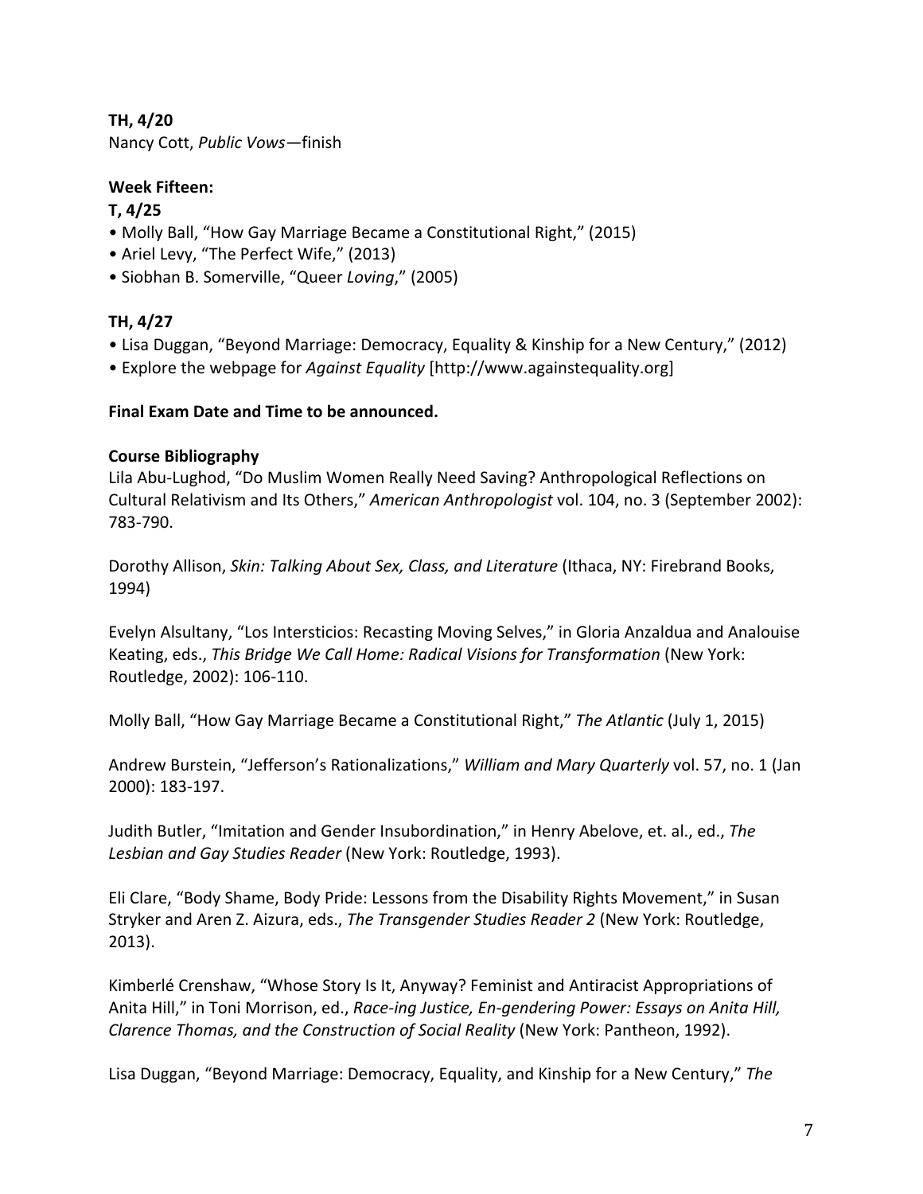**TH, 4/20**
Nancy Cott, *Public Vows*—finish

**Week Fifteen:**

**T, 4/25**

- Molly Ball, "How Gay Marriage Became a Constitutional Right," (2015)
- Ariel Levy, "The Perfect Wife," (2013)
- Siobhan B. Somerville, "Queer *Loving*," (2005)

**TH, 4/27**

- Lisa Duggan, "Beyond Marriage: Democracy, Equality & Kinship for a New Century," (2012)
- Explore the webpage for *Against Equality* [http://www.againstequality.org]

**Final Exam Date and Time to be announced.**

**Course Bibliography**

Lila Abu-Lughod, "Do Muslim Women Really Need Saving? Anthropological Reflections on Cultural Relativism and Its Others," *American Anthropologist* vol. 104, no. 3 (September 2002): 783-790.

Dorothy Allison, *Skin: Talking About Sex, Class, and Literature* (Ithaca, NY: Firebrand Books, 1994)

Evelyn Alsultany, "Los Intersticios: Recasting Moving Selves," in Gloria Anzaldua and Analouise Keating, eds., *This Bridge We Call Home: Radical Visions for Transformation* (New York: Routledge, 2002): 106-110.

Molly Ball, "How Gay Marriage Became a Constitutional Right," *The Atlantic* (July 1, 2015)

Andrew Burstein, "Jefferson's Rationalizations," *William and Mary Quarterly* vol. 57, no. 1 (Jan 2000): 183-197.

Judith Butler, "Imitation and Gender Insubordination," in Henry Abelove, et. al., ed., *The Lesbian and Gay Studies Reader* (New York: Routledge, 1993).

Eli Clare, "Body Shame, Body Pride: Lessons from the Disability Rights Movement," in Susan Stryker and Aren Z. Aizura, eds., *The Transgender Studies Reader 2* (New York: Routledge, 2013).

Kimberlé Crenshaw, "Whose Story Is It, Anyway? Feminist and Antiracist Appropriations of Anita Hill," in Toni Morrison, ed., *Race-ing Justice, En-gendering Power: Essays on Anita Hill, Clarence Thomas, and the Construction of Social Reality* (New York: Pantheon, 1992).

Lisa Duggan, "Beyond Marriage: Democracy, Equality, and Kinship for a New Century," *The*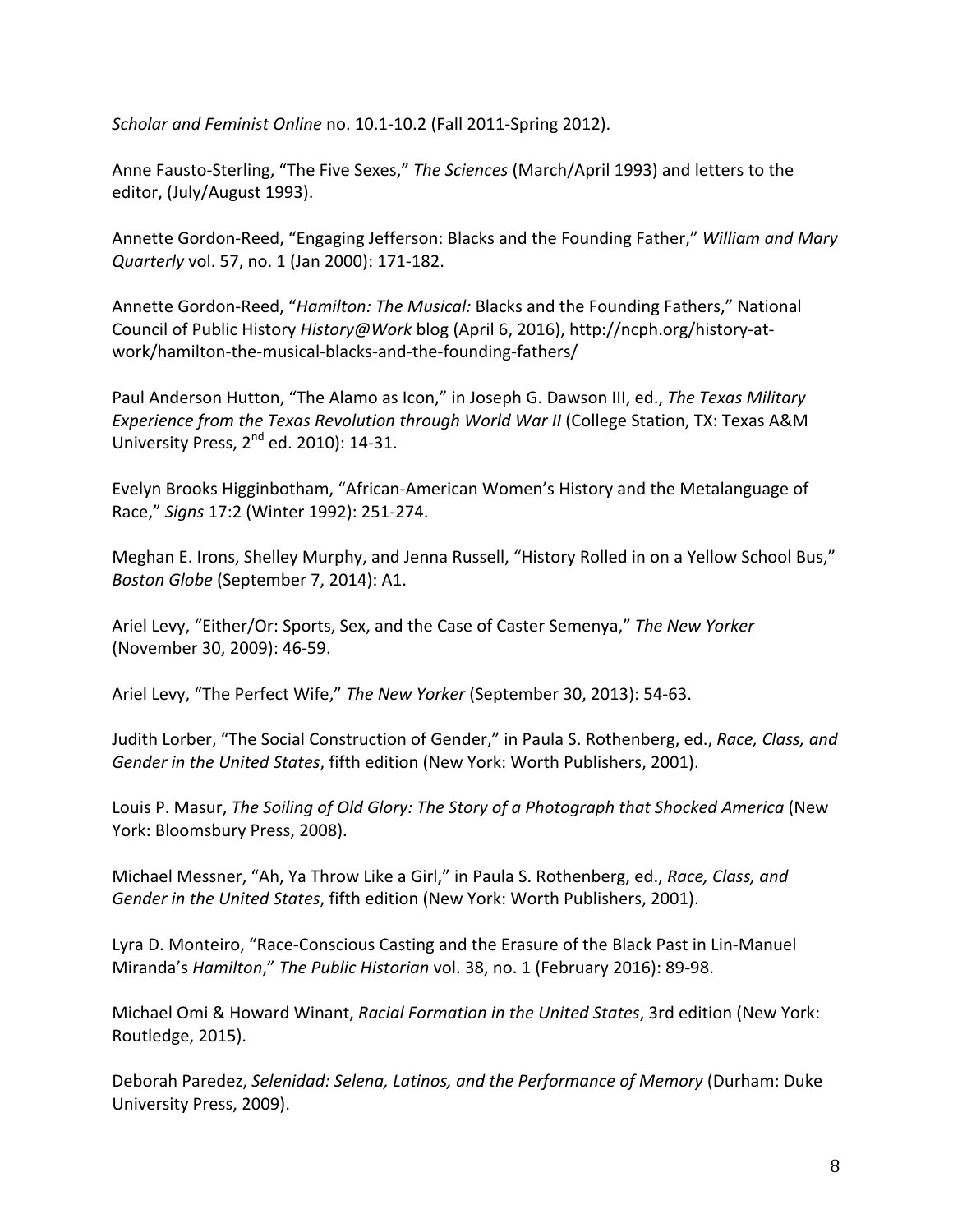*Scholar and Feminist Online* no. 10.1-10.2 (Fall 2011-Spring 2012).

Anne Fausto-Sterling, "The Five Sexes," *The Sciences* (March/April 1993) and letters to the editor, (July/August 1993).

Annette Gordon-Reed, "Engaging Jefferson: Blacks and the Founding Father," *William and Mary Quarterly* vol. 57, no. 1 (Jan 2000): 171-182.

Annette Gordon-Reed, "*Hamilton: The Musical:* Blacks and the Founding Fathers," National Council of Public History *History@Work* blog (April 6, 2016), http://ncph.org/history-at-work/hamilton-the-musical-blacks-and-the-founding-fathers/

Paul Anderson Hutton, "The Alamo as Icon," in Joseph G. Dawson III, ed., *The Texas Military Experience from the Texas Revolution through World War II* (College Station, TX: Texas A&M University Press, 2nd ed. 2010): 14-31.

Evelyn Brooks Higginbotham, "African-American Women's History and the Metalanguage of Race," *Signs* 17:2 (Winter 1992): 251-274.

Meghan E. Irons, Shelley Murphy, and Jenna Russell, "History Rolled in on a Yellow School Bus," *Boston Globe* (September 7, 2014): A1.

Ariel Levy, "Either/Or: Sports, Sex, and the Case of Caster Semenya," *The New Yorker* (November 30, 2009): 46-59.

Ariel Levy, "The Perfect Wife," *The New Yorker* (September 30, 2013): 54-63.

Judith Lorber, "The Social Construction of Gender," in Paula S. Rothenberg, ed., *Race, Class, and Gender in the United States*, fifth edition (New York: Worth Publishers, 2001).

Louis P. Masur, *The Soiling of Old Glory: The Story of a Photograph that Shocked America* (New York: Bloomsbury Press, 2008).

Michael Messner, "Ah, Ya Throw Like a Girl," in Paula S. Rothenberg, ed., *Race, Class, and Gender in the United States*, fifth edition (New York: Worth Publishers, 2001).

Lyra D. Monteiro, "Race-Conscious Casting and the Erasure of the Black Past in Lin-Manuel Miranda's *Hamilton*," *The Public Historian* vol. 38, no. 1 (February 2016): 89-98.

Michael Omi & Howard Winant, *Racial Formation in the United States*, 3rd edition (New York: Routledge, 2015).

Deborah Paredez, *Selenidad: Selena, Latinos, and the Performance of Memory* (Durham: Duke University Press, 2009).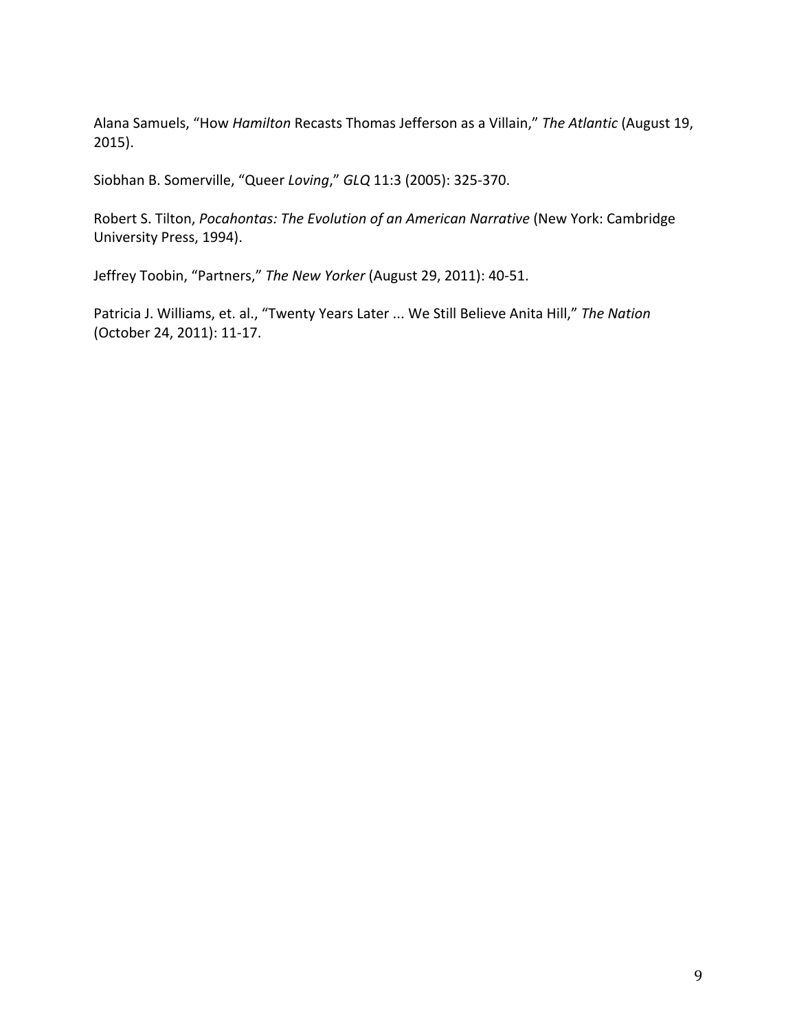Alana Samuels, “How *Hamilton* Recasts Thomas Jefferson as a Villain,” *The Atlantic* (August 19, 2015).

Siobhan B. Somerville, “Queer *Loving*,” *GLQ* 11:3 (2005): 325-370.

Robert S. Tilton, *Pocahontas: The Evolution of an American Narrative* (New York: Cambridge University Press, 1994).

Jeffrey Toobin, “Partners,” *The New Yorker* (August 29, 2011): 40-51.

Patricia J. Williams, et. al., “Twenty Years Later ... We Still Believe Anita Hill,” *The Nation* (October 24, 2011): 11-17.